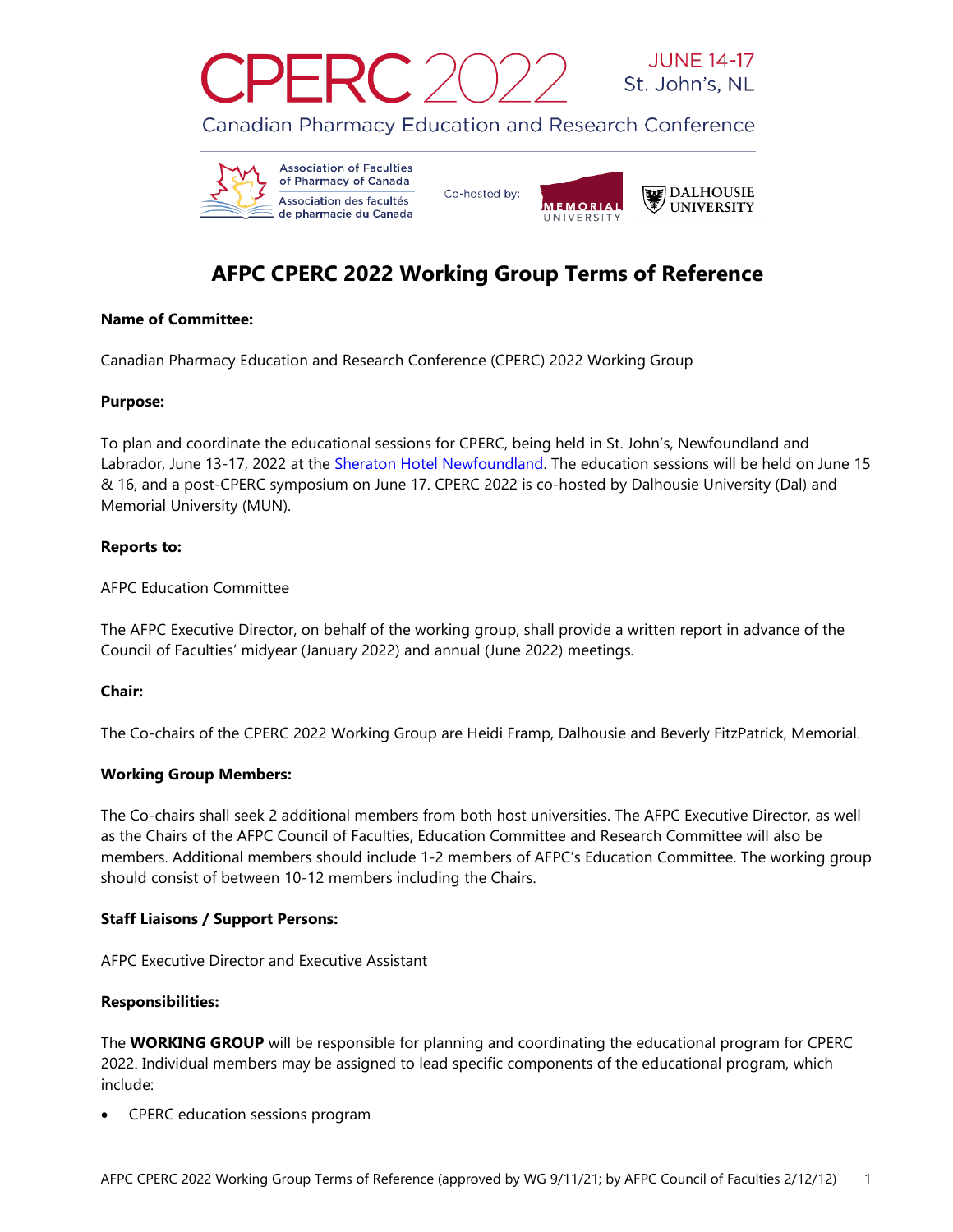CPERC 2022 JUNE 14-17 St. John's, NL

Canadian Pharmacy Education and Research Conference

Association of Faculties of Pharmacy of Canada
Association des facultés de pharmacie du Canada

Co-hosted by: Memorial University, Dalhousie University

# AFPC CPERC 2022 Working Group Terms of Reference

**Name of Committee:**

Canadian Pharmacy Education and Research Conference (CPERC) 2022 Working Group

**Purpose:**

To plan and coordinate the educational sessions for CPERC, being held in St. John's, Newfoundland and Labrador, June 13-17, 2022 at the Sheraton Hotel Newfoundland. The education sessions will be held on June 15 & 16, and a post-CPERC symposium on June 17. CPERC 2022 is co-hosted by Dalhousie University (Dal) and Memorial University (MUN).

**Reports to:**

AFPC Education Committee

The AFPC Executive Director, on behalf of the working group, shall provide a written report in advance of the Council of Faculties' midyear (January 2022) and annual (June 2022) meetings.

**Chair:**

The Co-chairs of the CPERC 2022 Working Group are Heidi Framp, Dalhousie and Beverly FitzPatrick, Memorial.

**Working Group Members:**

The Co-chairs shall seek 2 additional members from both host universities. The AFPC Executive Director, as well as the Chairs of the AFPC Council of Faculties, Education Committee and Research Committee will also be members. Additional members should include 1-2 members of AFPC's Education Committee. The working group should consist of between 10-12 members including the Chairs.

**Staff Liaisons / Support Persons:**

AFPC Executive Director and Executive Assistant

**Responsibilities:**

The **WORKING GROUP** will be responsible for planning and coordinating the educational program for CPERC 2022. Individual members may be assigned to lead specific components of the educational program, which include:

- CPERC education sessions program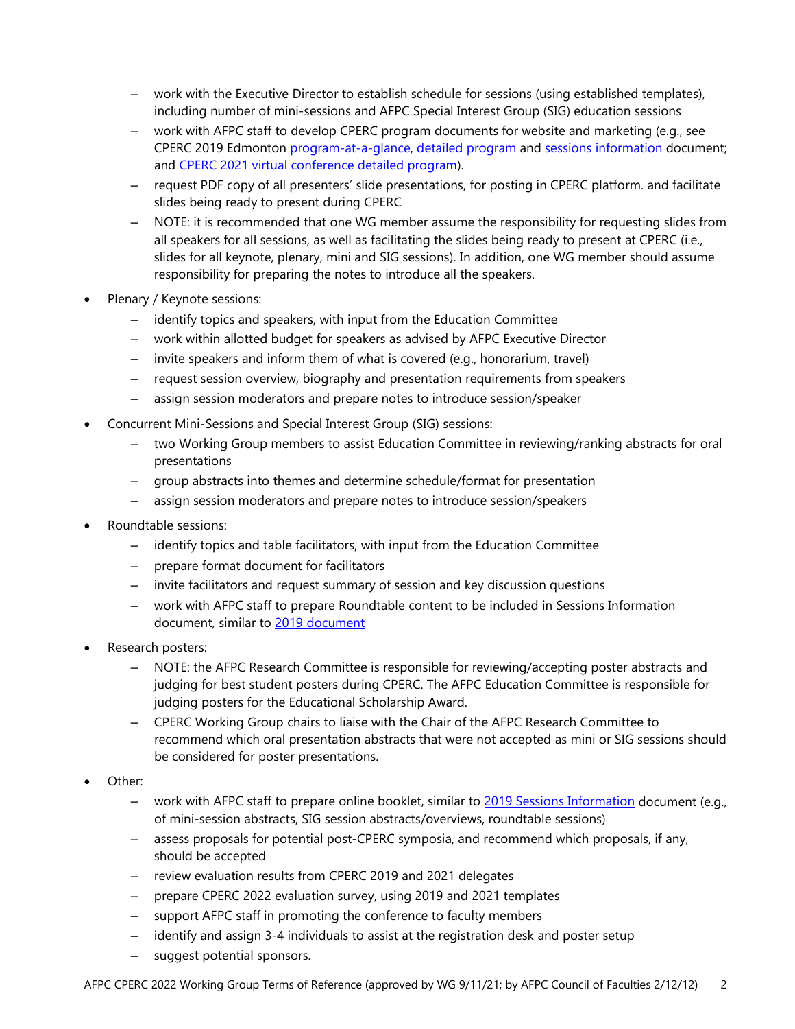- work with the Executive Director to establish schedule for sessions (using established templates), including number of mini-sessions and AFPC Special Interest Group (SIG) education sessions
- work with AFPC staff to develop CPERC program documents for website and marketing (e.g., see CPERC 2019 Edmonton program-at-a-glance, detailed program and sessions information document; and CPERC 2021 virtual conference detailed program).
- request PDF copy of all presenters' slide presentations, for posting in CPERC platform. and facilitate slides being ready to present during CPERC
- NOTE: it is recommended that one WG member assume the responsibility for requesting slides from all speakers for all sessions, as well as facilitating the slides being ready to present at CPERC (i.e., slides for all keynote, plenary, mini and SIG sessions). In addition, one WG member should assume responsibility for preparing the notes to introduce all the speakers.

- Plenary / Keynote sessions:
  - identify topics and speakers, with input from the Education Committee
  - work within allotted budget for speakers as advised by AFPC Executive Director
  - invite speakers and inform them of what is covered (e.g., honorarium, travel)
  - request session overview, biography and presentation requirements from speakers
  - assign session moderators and prepare notes to introduce session/speaker
- Concurrent Mini-Sessions and Special Interest Group (SIG) sessions:
  - two Working Group members to assist Education Committee in reviewing/ranking abstracts for oral presentations
  - group abstracts into themes and determine schedule/format for presentation
  - assign session moderators and prepare notes to introduce session/speakers
- Roundtable sessions:
  - identify topics and table facilitators, with input from the Education Committee
  - prepare format document for facilitators
  - invite facilitators and request summary of session and key discussion questions
  - work with AFPC staff to prepare Roundtable content to be included in Sessions Information document, similar to 2019 document
- Research posters:
  - NOTE: the AFPC Research Committee is responsible for reviewing/accepting poster abstracts and judging for best student posters during CPERC. The AFPC Education Committee is responsible for judging posters for the Educational Scholarship Award.
  - CPERC Working Group chairs to liaise with the Chair of the AFPC Research Committee to recommend which oral presentation abstracts that were not accepted as mini or SIG sessions should be considered for poster presentations.
- Other:
  - work with AFPC staff to prepare online booklet, similar to 2019 Sessions Information document (e.g., of mini-session abstracts, SIG session abstracts/overviews, roundtable sessions)
  - assess proposals for potential post-CPERC symposia, and recommend which proposals, if any, should be accepted
  - review evaluation results from CPERC 2019 and 2021 delegates
  - prepare CPERC 2022 evaluation survey, using 2019 and 2021 templates
  - support AFPC staff in promoting the conference to faculty members
  - identify and assign 3-4 individuals to assist at the registration desk and poster setup
  - suggest potential sponsors.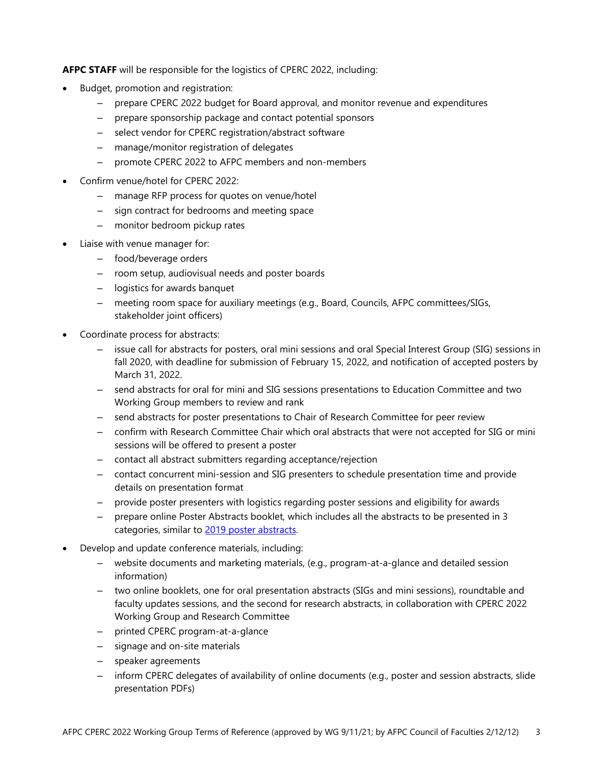**AFPC STAFF** will be responsible for the logistics of CPERC 2022, including:

- Budget, promotion and registration:
  - prepare CPERC 2022 budget for Board approval, and monitor revenue and expenditures
  - prepare sponsorship package and contact potential sponsors
  - select vendor for CPERC registration/abstract software
  - manage/monitor registration of delegates
  - promote CPERC 2022 to AFPC members and non-members
- Confirm venue/hotel for CPERC 2022:
  - manage RFP process for quotes on venue/hotel
  - sign contract for bedrooms and meeting space
  - monitor bedroom pickup rates
- Liaise with venue manager for:
  - food/beverage orders
  - room setup, audiovisual needs and poster boards
  - logistics for awards banquet
  - meeting room space for auxiliary meetings (e.g., Board, Councils, AFPC committees/SIGs, stakeholder joint officers)
- Coordinate process for abstracts:
  - issue call for abstracts for posters, oral mini sessions and oral Special Interest Group (SIG) sessions in fall 2020, with deadline for submission of February 15, 2022, and notification of accepted posters by March 31, 2022.
  - send abstracts for oral for mini and SIG sessions presentations to Education Committee and two Working Group members to review and rank
  - send abstracts for poster presentations to Chair of Research Committee for peer review
  - confirm with Research Committee Chair which oral abstracts that were not accepted for SIG or mini sessions will be offered to present a poster
  - contact all abstract submitters regarding acceptance/rejection
  - contact concurrent mini-session and SIG presenters to schedule presentation time and provide details on presentation format
  - provide poster presenters with logistics regarding poster sessions and eligibility for awards
  - prepare online Poster Abstracts booklet, which includes all the abstracts to be presented in 3 categories, similar to [2019 poster abstracts](#).
- Develop and update conference materials, including:
  - website documents and marketing materials, (e.g., program-at-a-glance and detailed session information)
  - two online booklets, one for oral presentation abstracts (SIGs and mini sessions), roundtable and faculty updates sessions, and the second for research abstracts, in collaboration with CPERC 2022 Working Group and Research Committee
  - printed CPERC program-at-a-glance
  - signage and on-site materials
  - speaker agreements
  - inform CPERC delegates of availability of online documents (e.g., poster and session abstracts, slide presentation PDFs)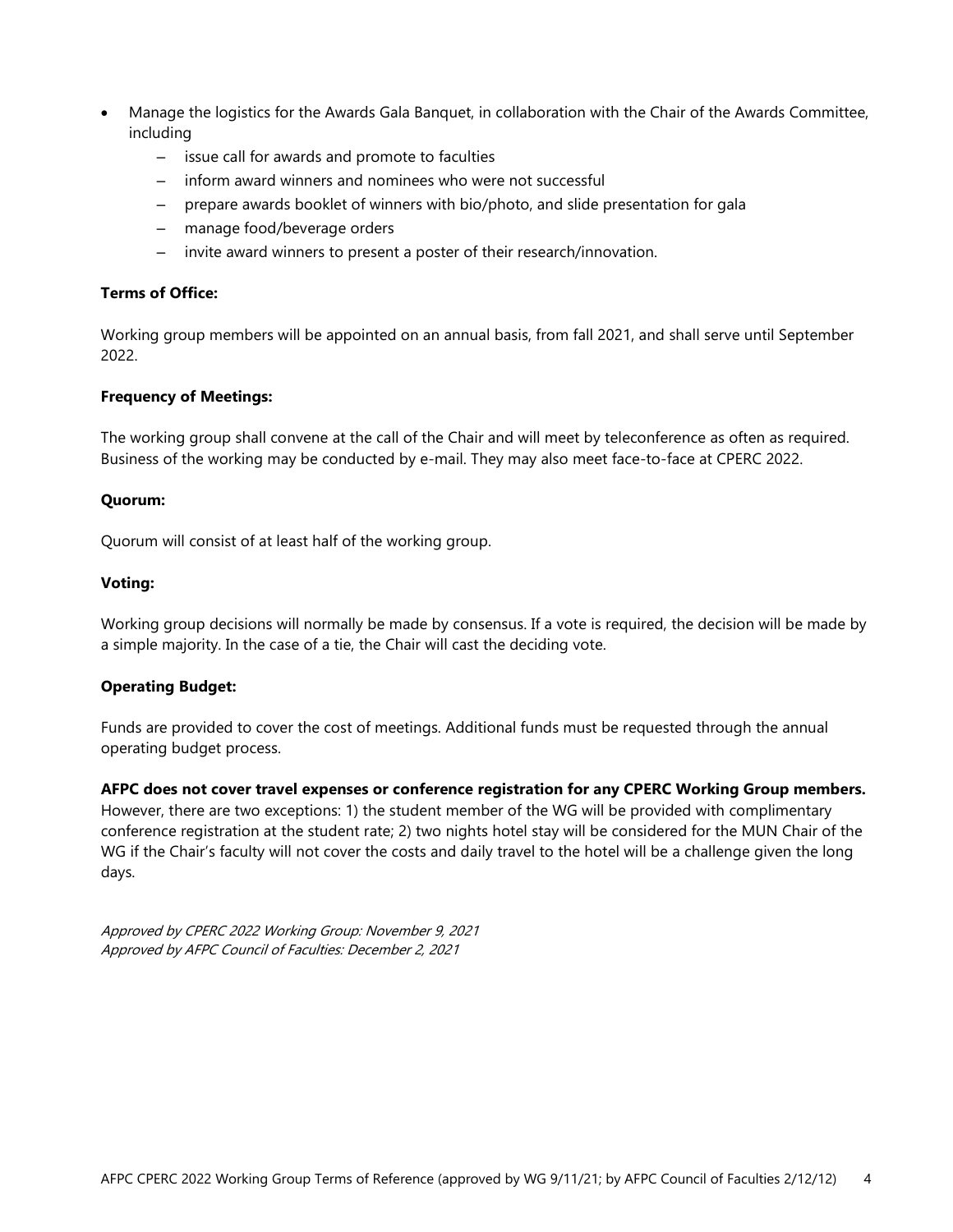- Manage the logistics for the Awards Gala Banquet, in collaboration with the Chair of the Awards Committee, including
  - issue call for awards and promote to faculties
  - inform award winners and nominees who were not successful
  - prepare awards booklet of winners with bio/photo, and slide presentation for gala
  - manage food/beverage orders
  - invite award winners to present a poster of their research/innovation.

**Terms of Office:**

Working group members will be appointed on an annual basis, from fall 2021, and shall serve until September 2022.

**Frequency of Meetings:**

The working group shall convene at the call of the Chair and will meet by teleconference as often as required. Business of the working may be conducted by e-mail. They may also meet face-to-face at CPERC 2022.

**Quorum:**

Quorum will consist of at least half of the working group.

**Voting:**

Working group decisions will normally be made by consensus. If a vote is required, the decision will be made by a simple majority. In the case of a tie, the Chair will cast the deciding vote.

**Operating Budget:**

Funds are provided to cover the cost of meetings. Additional funds must be requested through the annual operating budget process.

**AFPC does not cover travel expenses or conference registration for any CPERC Working Group members.** However, there are two exceptions: 1) the student member of the WG will be provided with complimentary conference registration at the student rate; 2) two nights hotel stay will be considered for the MUN Chair of the WG if the Chair's faculty will not cover the costs and daily travel to the hotel will be a challenge given the long days.

*Approved by CPERC 2022 Working Group: November 9, 2021*
*Approved by AFPC Council of Faculties: December 2, 2021*